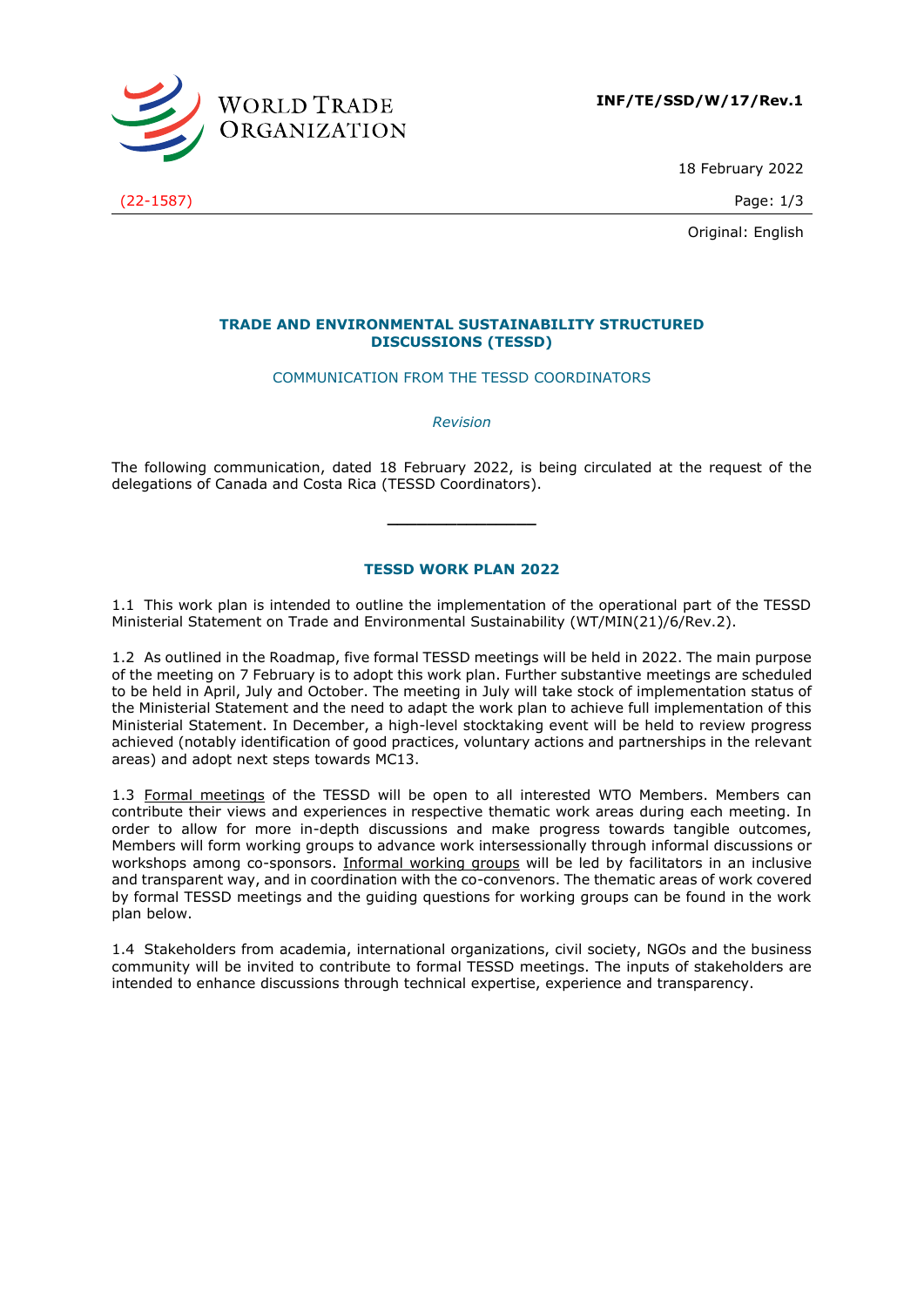**INF/TE/SSD/W/17/Rev.1**

18 February 2022

(22-1587)

Original: English

## TRADE AND ENVIRONMENTAL SUSTAINABILITY STRUCTURED DISCUSSIONS (TESSD)

COMMUNICATION FROM THE TESSD COORDINATORS

*Revision*

The following communication, dated 18 February 2022, is being circulated at the request of the delegations of Canada and Costa Rica (TESSD Coordinators).

---

### TESSD WORK PLAN 2022

1.1 This work plan is intended to outline the implementation of the operational part of the TESSD Ministerial Statement on Trade and Environmental Sustainability (WT/MIN(21)/6/Rev.2).

1.2 As outlined in the Roadmap, five formal TESSD meetings will be held in 2022. The main purpose of the meeting on 7 February is to adopt this work plan. Further substantive meetings are scheduled to be held in April, July and October. The meeting in July will take stock of implementation status of the Ministerial Statement and the need to adapt the work plan to achieve full implementation of this Ministerial Statement. In December, a high-level stocktaking event will be held to review progress achieved (notably identification of good practices, voluntary actions and partnerships in the relevant areas) and adopt next steps towards MC13.

1.3 Formal meetings of the TESSD will be open to all interested WTO Members. Members can contribute their views and experiences in respective thematic work areas during each meeting. In order to allow for more in-depth discussions and make progress towards tangible outcomes, Members will form working groups to advance work intersessionally through informal discussions or workshops among co-sponsors. Informal working groups will be led by facilitators in an inclusive and transparent way, and in coordination with the co-convenors. The thematic areas of work covered by formal TESSD meetings and the guiding questions for working groups can be found in the work plan below.

1.4 Stakeholders from academia, international organizations, civil society, NGOs and the business community will be invited to contribute to formal TESSD meetings. The inputs of stakeholders are intended to enhance discussions through technical expertise, experience and transparency.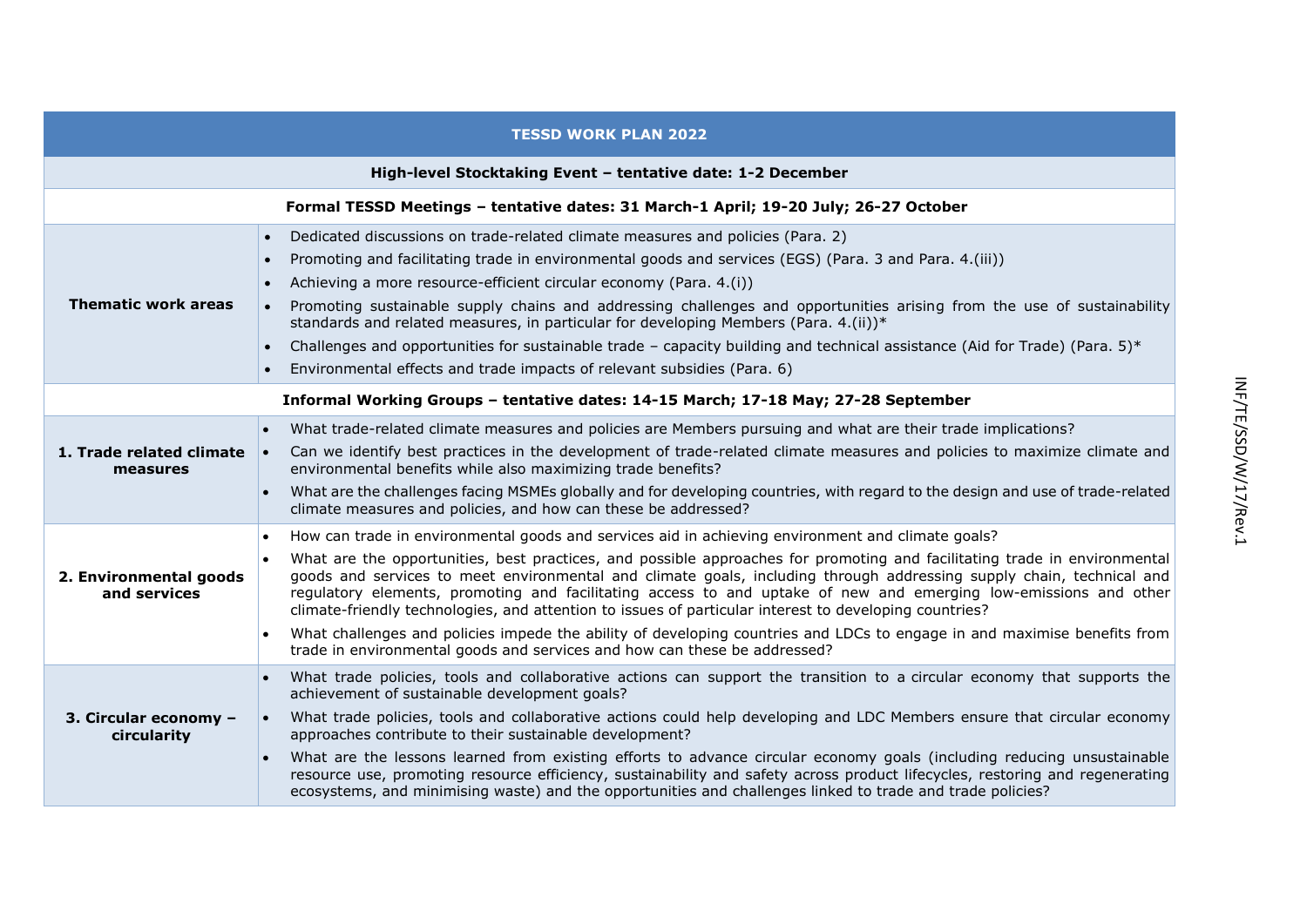| TESSD WORK PLAN 2022 | |
|---|---|
| **High-level Stocktaking Event – tentative date: 1-2 December** | |
| **Formal TESSD Meetings – tentative dates: 31 March-1 April; 19-20 July; 26-27 October** | |
| **Thematic work areas** | • Dedicated discussions on trade-related climate measures and policies (Para. 2)<br>• Promoting and facilitating trade in environmental goods and services (EGS) (Para. 3 and Para. 4.(iii))<br>• Achieving a more resource-efficient circular economy (Para. 4.(i))<br>• Promoting sustainable supply chains and addressing challenges and opportunities arising from the use of sustainability standards and related measures, in particular for developing Members (Para. 4.(ii))*<br>• Challenges and opportunities for sustainable trade – capacity building and technical assistance (Aid for Trade) (Para. 5)*<br>• Environmental effects and trade impacts of relevant subsidies (Para. 6) |
| **Informal Working Groups – tentative dates: 14-15 March; 17-18 May; 27-28 September** | |
| **1. Trade related climate measures** | • What trade-related climate measures and policies are Members pursuing and what are their trade implications?<br>• Can we identify best practices in the development of trade-related climate measures and policies to maximize climate and environmental benefits while also maximizing trade benefits?<br>• What are the challenges facing MSMEs globally and for developing countries, with regard to the design and use of trade-related climate measures and policies, and how can these be addressed? |
| **2. Environmental goods and services** | • How can trade in environmental goods and services aid in achieving environment and climate goals?<br>• What are the opportunities, best practices, and possible approaches for promoting and facilitating trade in environmental goods and services to meet environmental and climate goals, including through addressing supply chain, technical and regulatory elements, promoting and facilitating access to and uptake of new and emerging low-emissions and other climate-friendly technologies, and attention to issues of particular interest to developing countries?<br>• What challenges and policies impede the ability of developing countries and LDCs to engage in and maximise benefits from trade in environmental goods and services and how can these be addressed? |
| **3. Circular economy – circularity** | • What trade policies, tools and collaborative actions can support the transition to a circular economy that supports the achievement of sustainable development goals?<br>• What trade policies, tools and collaborative actions could help developing and LDC Members ensure that circular economy approaches contribute to their sustainable development?<br>• What are the lessons learned from existing efforts to advance circular economy goals (including reducing unsustainable resource use, promoting resource efficiency, sustainability and safety across product lifecycles, restoring and regenerating ecosystems, and minimising waste) and the opportunities and challenges linked to trade and trade policies? |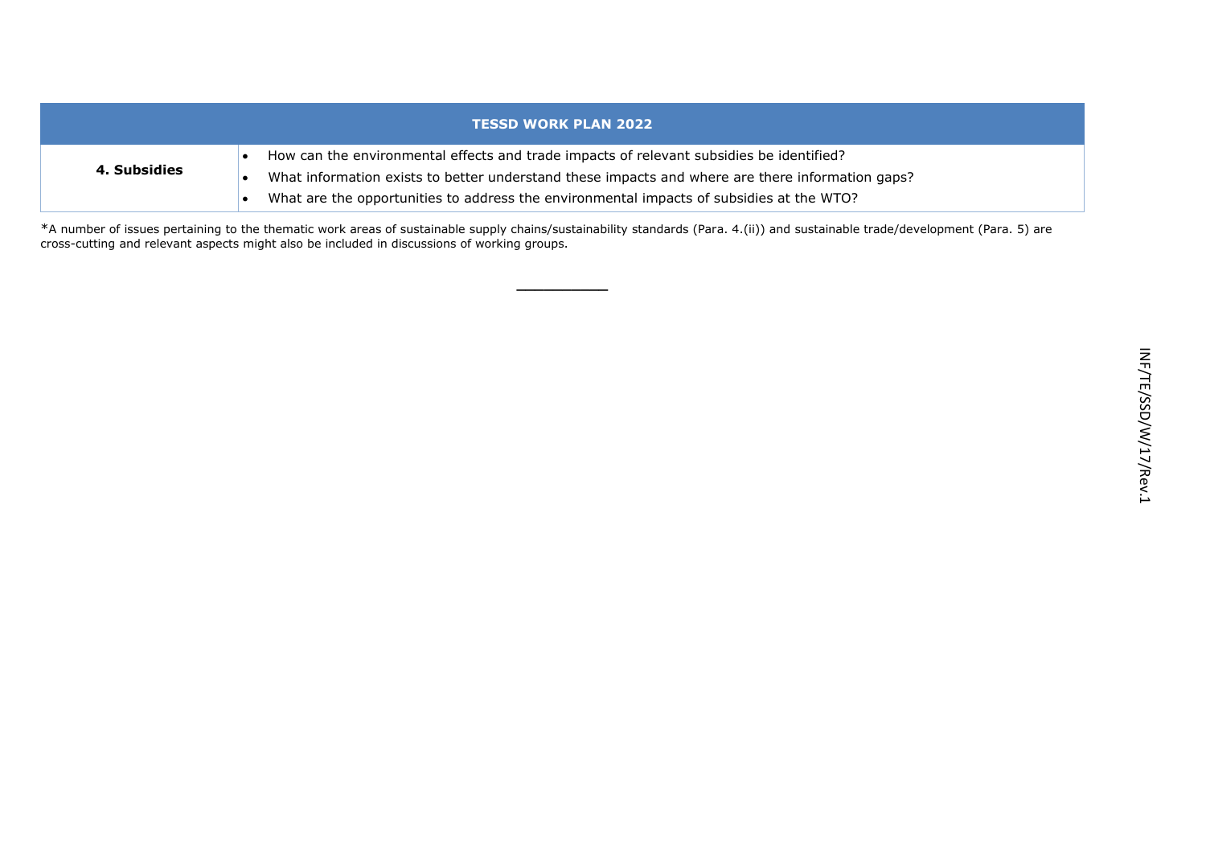| TESSD WORK PLAN 2022 | |
|---|---|
| **4. Subsidies** | • How can the environmental effects and trade impacts of relevant subsidies be identified?<br>• What information exists to better understand these impacts and where are there information gaps?<br>• What are the opportunities to address the environmental impacts of subsidies at the WTO? |

*A number of issues pertaining to the thematic work areas of sustainable supply chains/sustainability standards (Para. 4.(ii)) and sustainable trade/development (Para. 5) are cross-cutting and relevant aspects might also be included in discussions of working groups.

__________